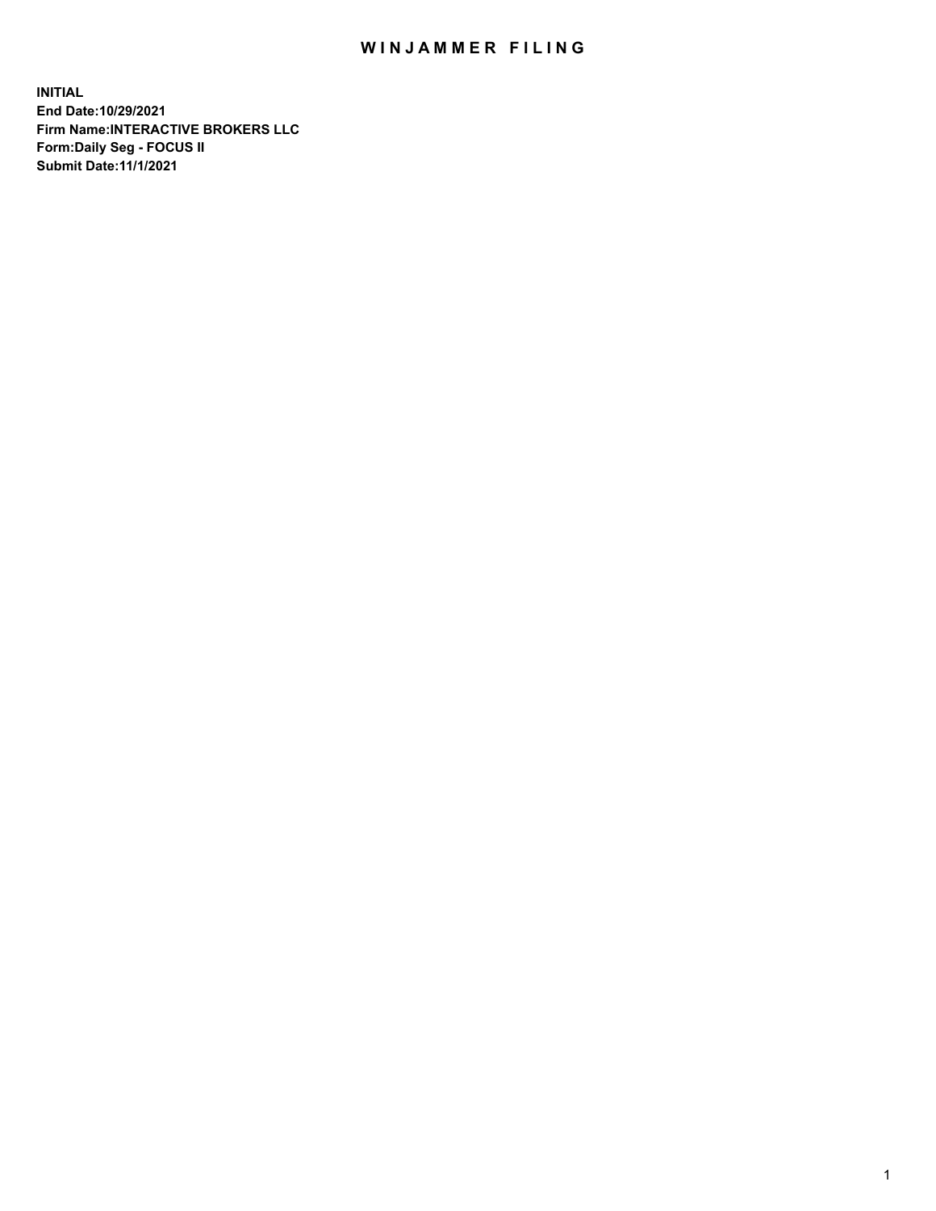# WINJAMMER FILING

**INITIAL**
**End Date:10/29/2021**
**Firm Name:INTERACTIVE BROKERS LLC**
**Form:Daily Seg - FOCUS II**
**Submit Date:11/1/2021**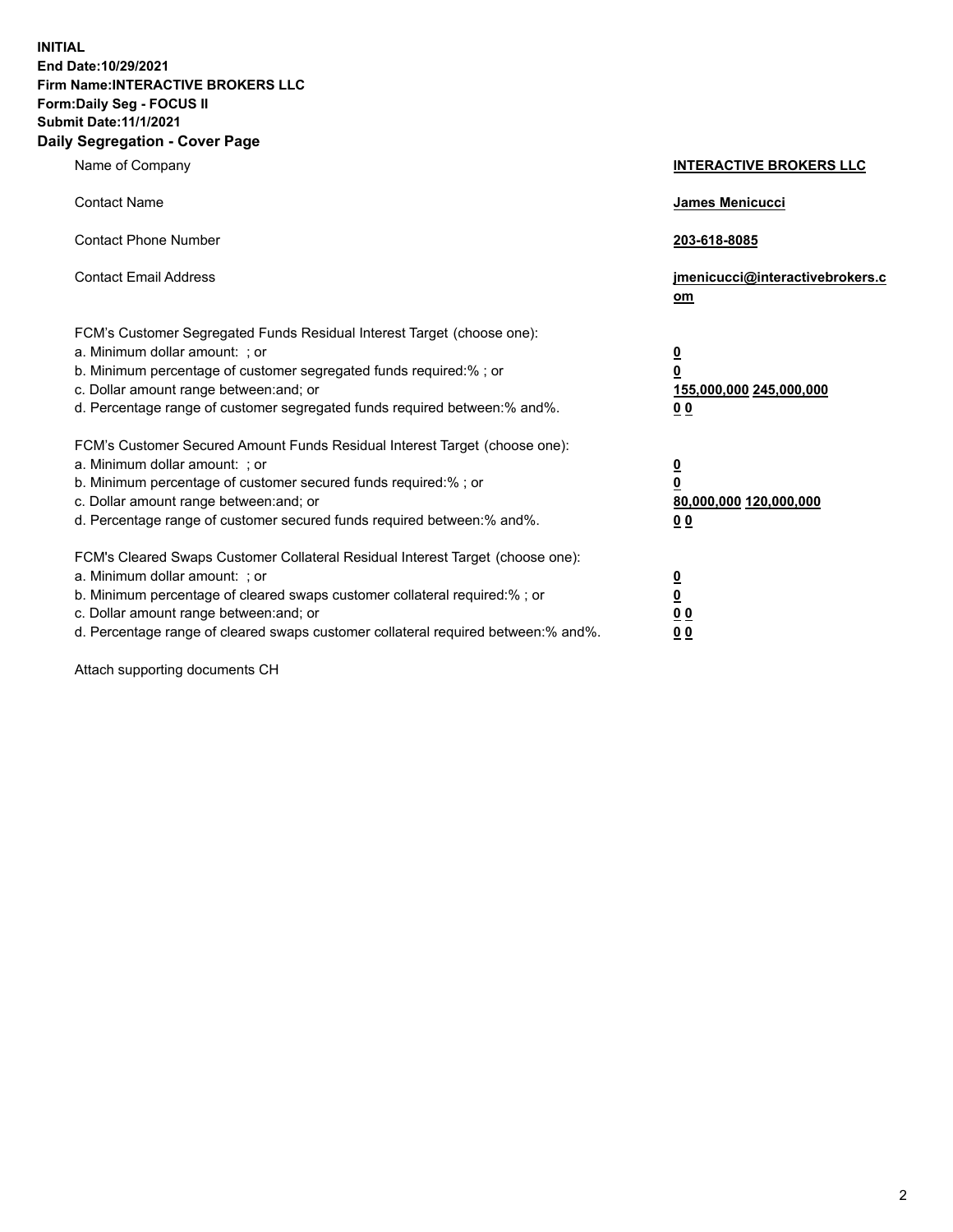**INITIAL**
**End Date:10/29/2021**
**Firm Name:INTERACTIVE BROKERS LLC**
**Form:Daily Seg - FOCUS II**
**Submit Date:11/1/2021**

## Daily Segregation - Cover Page

| | |
|---|---|
| Name of Company | **INTERACTIVE BROKERS LLC** |
| Contact Name | **James Menicucci** |
| Contact Phone Number | **203-618-8085** |
| Contact Email Address | **jmenicucci@interactivebrokers.com** |

FCM's Customer Segregated Funds Residual Interest Target (choose one):

| | |
|---|---|
| a. Minimum dollar amount: ; or | **0** |
| b. Minimum percentage of customer segregated funds required:% ; or | **0** |
| c. Dollar amount range between:and; or | **155,000,000 245,000,000** |
| d. Percentage range of customer segregated funds required between:% and%. | **0 0** |

FCM's Customer Secured Amount Funds Residual Interest Target (choose one):

| | |
|---|---|
| a. Minimum dollar amount: ; or | **0** |
| b. Minimum percentage of customer secured funds required:% ; or | **0** |
| c. Dollar amount range between:and; or | **80,000,000 120,000,000** |
| d. Percentage range of customer secured funds required between:% and%. | **0 0** |

FCM's Cleared Swaps Customer Collateral Residual Interest Target (choose one):

| | |
|---|---|
| a. Minimum dollar amount: ; or | **0** |
| b. Minimum percentage of cleared swaps customer collateral required:% ; or | **0** |
| c. Dollar amount range between:and; or | **0 0** |
| d. Percentage range of cleared swaps customer collateral required between:% and%. | **0 0** |

Attach supporting documents CH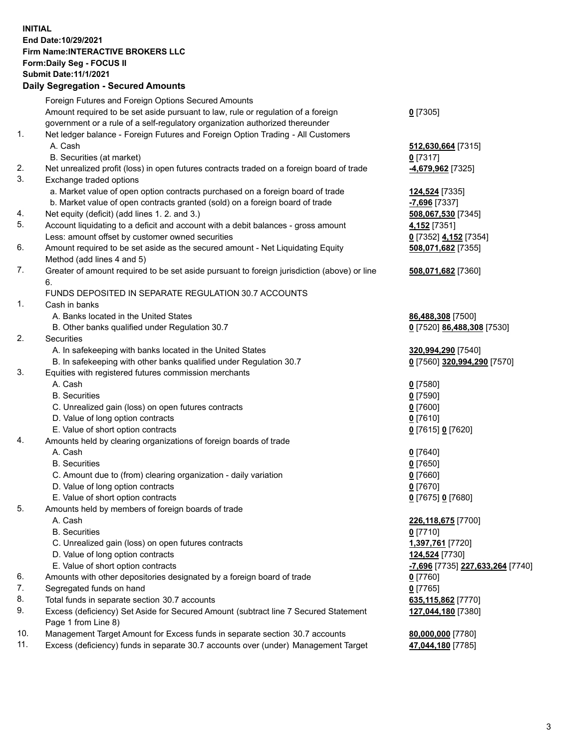**INITIAL**
**End Date:10/29/2021**
**Firm Name:INTERACTIVE BROKERS LLC**
**Form:Daily Seg - FOCUS II**
**Submit Date:11/1/2021**

## Daily Segregation - Secured Amounts

| | | |
|---|---|---|
| | Foreign Futures and Foreign Options Secured Amounts | |
| | Amount required to be set aside pursuant to law, rule or regulation of a foreign government or a rule of a self-regulatory organization authorized thereunder | **0** [7305] |
| 1. | Net ledger balance - Foreign Futures and Foreign Option Trading - All Customers | |
| | A. Cash | **512,630,664** [7315] |
| | B. Securities (at market) | **0** [7317] |
| 2. | Net unrealized profit (loss) in open futures contracts traded on a foreign board of trade | **-4,679,962** [7325] |
| 3. | Exchange traded options | |
| | a. Market value of open option contracts purchased on a foreign board of trade | **124,524** [7335] |
| | b. Market value of open contracts granted (sold) on a foreign board of trade | **-7,696** [7337] |
| 4. | Net equity (deficit) (add lines 1. 2. and 3.) | **508,067,530** [7345] |
| 5. | Account liquidating to a deficit and account with a debit balances - gross amount | **4,152** [7351] |
| | Less: amount offset by customer owned securities | **0** [7352] **4,152** [7354] |
| 6. | Amount required to be set aside as the secured amount - Net Liquidating Equity Method (add lines 4 and 5) | **508,071,682** [7355] |
| 7. | Greater of amount required to be set aside pursuant to foreign jurisdiction (above) or line 6. | **508,071,682** [7360] |
| | FUNDS DEPOSITED IN SEPARATE REGULATION 30.7 ACCOUNTS | |
| 1. | Cash in banks | |
| | A. Banks located in the United States | **86,488,308** [7500] |
| | B. Other banks qualified under Regulation 30.7 | **0** [7520] **86,488,308** [7530] |
| 2. | Securities | |
| | A. In safekeeping with banks located in the United States | **320,994,290** [7540] |
| | B. In safekeeping with other banks qualified under Regulation 30.7 | **0** [7560] **320,994,290** [7570] |
| 3. | Equities with registered futures commission merchants | |
| | A. Cash | **0** [7580] |
| | B. Securities | **0** [7590] |
| | C. Unrealized gain (loss) on open futures contracts | **0** [7600] |
| | D. Value of long option contracts | **0** [7610] |
| | E. Value of short option contracts | **0** [7615] **0** [7620] |
| 4. | Amounts held by clearing organizations of foreign boards of trade | |
| | A. Cash | **0** [7640] |
| | B. Securities | **0** [7650] |
| | C. Amount due to (from) clearing organization - daily variation | **0** [7660] |
| | D. Value of long option contracts | **0** [7670] |
| | E. Value of short option contracts | **0** [7675] **0** [7680] |
| 5. | Amounts held by members of foreign boards of trade | |
| | A. Cash | **226,118,675** [7700] |
| | B. Securities | **0** [7710] |
| | C. Unrealized gain (loss) on open futures contracts | **1,397,761** [7720] |
| | D. Value of long option contracts | **124,524** [7730] |
| | E. Value of short option contracts | **-7,696** [7735] **227,633,264** [7740] |
| 6. | Amounts with other depositories designated by a foreign board of trade | **0** [7760] |
| 7. | Segregated funds on hand | **0** [7765] |
| 8. | Total funds in separate section 30.7 accounts | **635,115,862** [7770] |
| 9. | Excess (deficiency) Set Aside for Secured Amount (subtract line 7 Secured Statement Page 1 from Line 8) | **127,044,180** [7380] |
| 10. | Management Target Amount for Excess funds in separate section 30.7 accounts | **80,000,000** [7780] |
| 11. | Excess (deficiency) funds in separate 30.7 accounts over (under) Management Target | **47,044,180** [7785] |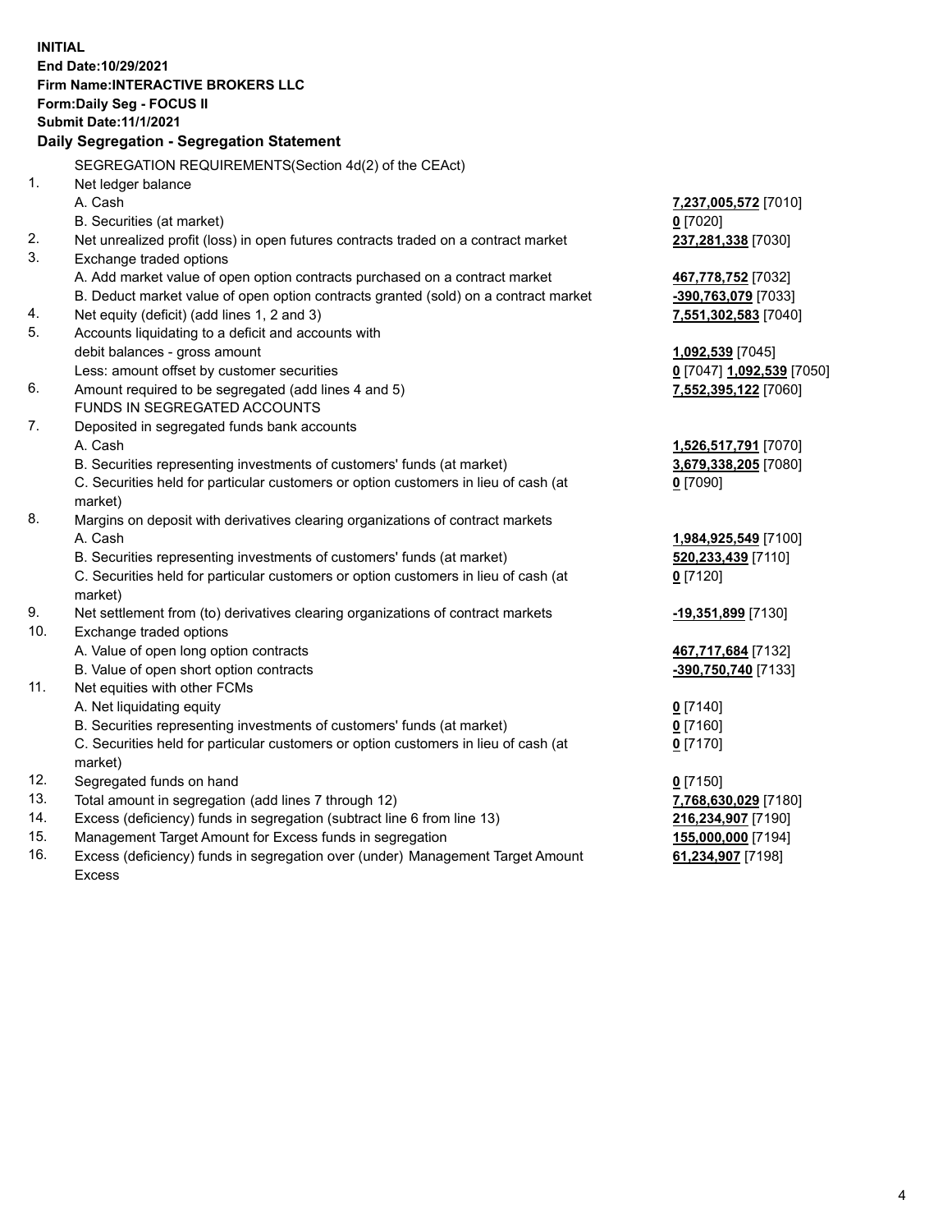**INITIAL**
**End Date:10/29/2021**
**Firm Name:INTERACTIVE BROKERS LLC**
**Form:Daily Seg - FOCUS II**
**Submit Date:11/1/2021**

**Daily Segregation - Segregation Statement**

SEGREGATION REQUIREMENTS(Section 4d(2) of the CEAct)

| | | |
|---|---|---|
| 1. | Net ledger balance | |
| | A. Cash | **7,237,005,572** [7010] |
| | B. Securities (at market) | **0** [7020] |
| 2. | Net unrealized profit (loss) in open futures contracts traded on a contract market | **237,281,338** [7030] |
| 3. | Exchange traded options | |
| | A. Add market value of open option contracts purchased on a contract market | **467,778,752** [7032] |
| | B. Deduct market value of open option contracts granted (sold) on a contract market | **-390,763,079** [7033] |
| 4. | Net equity (deficit) (add lines 1, 2 and 3) | **7,551,302,583** [7040] |
| 5. | Accounts liquidating to a deficit and accounts with debit balances - gross amount | **1,092,539** [7045] |
| | Less: amount offset by customer securities | **0** [7047] **1,092,539** [7050] |
| 6. | Amount required to be segregated (add lines 4 and 5) | **7,552,395,122** [7060] |
| | FUNDS IN SEGREGATED ACCOUNTS | |
| 7. | Deposited in segregated funds bank accounts | |
| | A. Cash | **1,526,517,791** [7070] |
| | B. Securities representing investments of customers' funds (at market) | **3,679,338,205** [7080] |
| | C. Securities held for particular customers or option customers in lieu of cash (at market) | **0** [7090] |
| 8. | Margins on deposit with derivatives clearing organizations of contract markets | |
| | A. Cash | **1,984,925,549** [7100] |
| | B. Securities representing investments of customers' funds (at market) | **520,233,439** [7110] |
| | C. Securities held for particular customers or option customers in lieu of cash (at market) | **0** [7120] |
| 9. | Net settlement from (to) derivatives clearing organizations of contract markets | **-19,351,899** [7130] |
| 10. | Exchange traded options | |
| | A. Value of open long option contracts | **467,717,684** [7132] |
| | B. Value of open short option contracts | **-390,750,740** [7133] |
| 11. | Net equities with other FCMs | |
| | A. Net liquidating equity | **0** [7140] |
| | B. Securities representing investments of customers' funds (at market) | **0** [7160] |
| | C. Securities held for particular customers or option customers in lieu of cash (at market) | **0** [7170] |
| 12. | Segregated funds on hand | **0** [7150] |
| 13. | Total amount in segregation (add lines 7 through 12) | **7,768,630,029** [7180] |
| 14. | Excess (deficiency) funds in segregation (subtract line 6 from line 13) | **216,234,907** [7190] |
| 15. | Management Target Amount for Excess funds in segregation | **155,000,000** [7194] |
| 16. | Excess (deficiency) funds in segregation over (under) Management Target Amount Excess | **61,234,907** [7198] |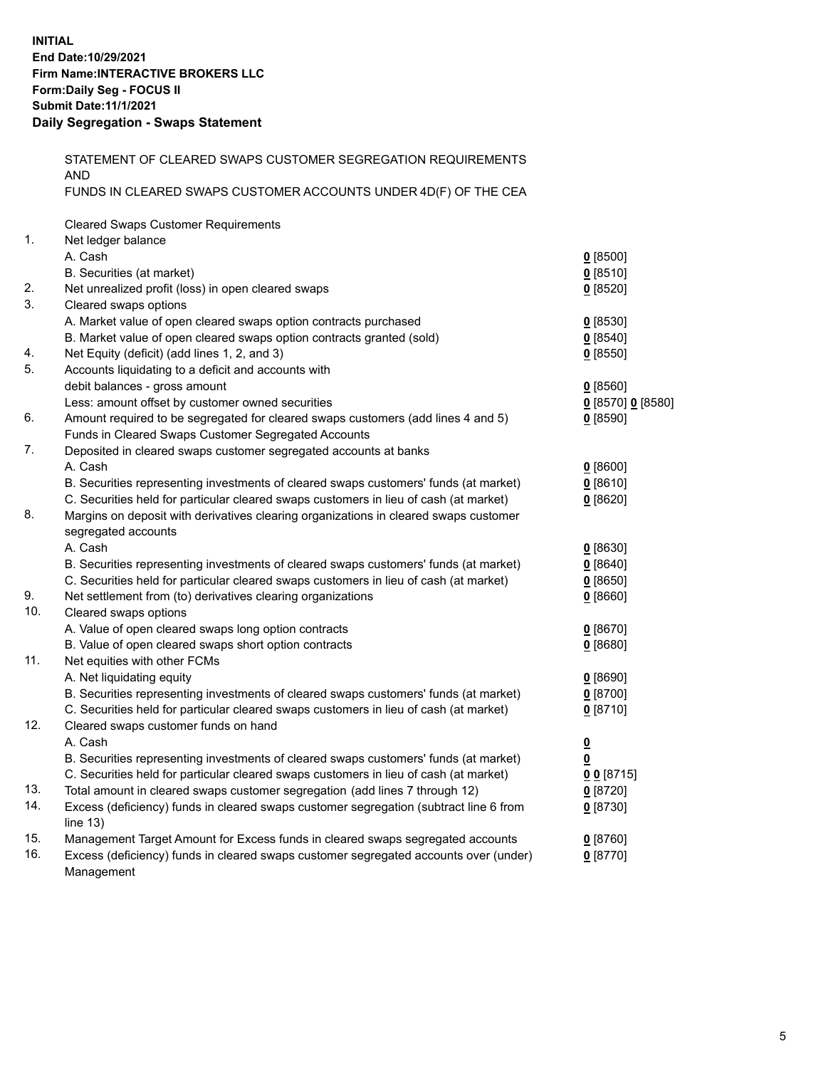**INITIAL**
**End Date:10/29/2021**
**Firm Name:INTERACTIVE BROKERS LLC**
**Form:Daily Seg - FOCUS II**
**Submit Date:11/1/2021**
**Daily Segregation - Swaps Statement**

STATEMENT OF CLEARED SWAPS CUSTOMER SEGREGATION REQUIREMENTS AND FUNDS IN CLEARED SWAPS CUSTOMER ACCOUNTS UNDER 4D(F) OF THE CEA

| | | |
|---|---|---|
| | Cleared Swaps Customer Requirements | |
| 1. | Net ledger balance | |
| | A. Cash | 0 [8500] |
| | B. Securities (at market) | 0 [8510] |
| 2. | Net unrealized profit (loss) in open cleared swaps | 0 [8520] |
| 3. | Cleared swaps options | |
| | A. Market value of open cleared swaps option contracts purchased | 0 [8530] |
| | B. Market value of open cleared swaps option contracts granted (sold) | 0 [8540] |
| 4. | Net Equity (deficit) (add lines 1, 2, and 3) | 0 [8550] |
| 5. | Accounts liquidating to a deficit and accounts with | |
| | debit balances - gross amount | 0 [8560] |
| | Less: amount offset by customer owned securities | 0 [8570] 0 [8580] |
| 6. | Amount required to be segregated for cleared swaps customers (add lines 4 and 5) | 0 [8590] |
| | Funds in Cleared Swaps Customer Segregated Accounts | |
| 7. | Deposited in cleared swaps customer segregated accounts at banks | |
| | A. Cash | 0 [8600] |
| | B. Securities representing investments of cleared swaps customers' funds (at market) | 0 [8610] |
| | C. Securities held for particular cleared swaps customers in lieu of cash (at market) | 0 [8620] |
| 8. | Margins on deposit with derivatives clearing organizations in cleared swaps customer segregated accounts | |
| | A. Cash | 0 [8630] |
| | B. Securities representing investments of cleared swaps customers' funds (at market) | 0 [8640] |
| | C. Securities held for particular cleared swaps customers in lieu of cash (at market) | 0 [8650] |
| 9. | Net settlement from (to) derivatives clearing organizations | 0 [8660] |
| 10. | Cleared swaps options | |
| | A. Value of open cleared swaps long option contracts | 0 [8670] |
| | B. Value of open cleared swaps short option contracts | 0 [8680] |
| 11. | Net equities with other FCMs | |
| | A. Net liquidating equity | 0 [8690] |
| | B. Securities representing investments of cleared swaps customers' funds (at market) | 0 [8700] |
| | C. Securities held for particular cleared swaps customers in lieu of cash (at market) | 0 [8710] |
| 12. | Cleared swaps customer funds on hand | |
| | A. Cash | 0 |
| | B. Securities representing investments of cleared swaps customers' funds (at market) | 0 |
| | C. Securities held for particular cleared swaps customers in lieu of cash (at market) | 0 0 [8715] |
| 13. | Total amount in cleared swaps customer segregation (add lines 7 through 12) | 0 [8720] |
| 14. | Excess (deficiency) funds in cleared swaps customer segregation (subtract line 6 from line 13) | 0 [8730] |
| 15. | Management Target Amount for Excess funds in cleared swaps segregated accounts | 0 [8760] |
| 16. | Excess (deficiency) funds in cleared swaps customer segregated accounts over (under) Management | 0 [8770] |